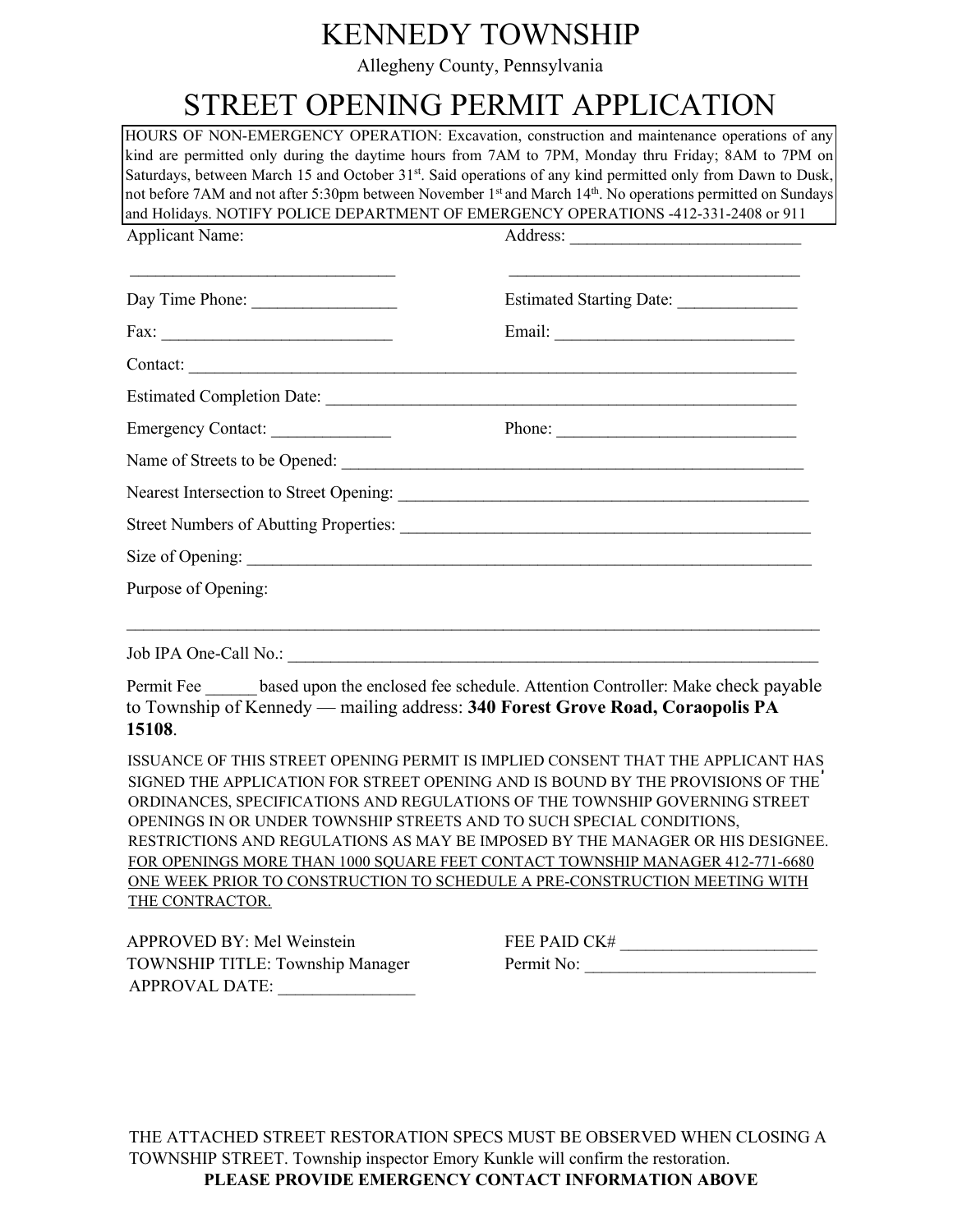# KENNEDY TOWNSHIP

Allegheny County, Pennsylvania

# STREET OPENING PERMIT APPLICATION

HOURS OF NON-EMERGENCY OPERATION: Excavation, construction and maintenance operations of any kind are permitted only during the daytime hours from 7AM to 7PM, Monday thru Friday; 8AM to 7PM on Saturdays, between March 15 and October 31st. Said operations of any kind permitted only from Dawn to Dusk, not before 7AM and not after 5:30pm between November 1st and March 14th. No operations permitted on Sundays and Holidays. NOTIFY POLICE DEPARTMENT OF EMERGENCY OPERATIONS -412-331-2408 or 911

Applicant Name: _______________________________

Address: ___________________________ ___________________________________

Day Time Phone: ________________

Estimated Starting Date: _____________

Fax: __________________________

Email: ___________________________

Contact: ________________________________________________________________________

Estimated Completion Date: ______________________________________________________

Emergency Contact: _____________

Phone: ____________________________

Name of Streets to be Opened: ____________________________________________________

Nearest Intersection to Street Opening: _______________________________________________

Street Numbers of Abutting Properties: _______________________________________________

Size of Opening: ________________________________________________________________

Purpose of Opening:

_________________________________________________________________________________

Job IPA One-Call No.: ____________________________________________________________

Permit Fee ______ based upon the enclosed fee schedule. Attention Controller: Make check payable to Township of Kennedy — mailing address: **340 Forest Grove Road, Coraopolis PA 15108**.

ISSUANCE OF THIS STREET OPENING PERMIT IS IMPLIED CONSENT THAT THE APPLICANT HAS SIGNED THE APPLICATION FOR STREET OPENING AND IS BOUND BY THE PROVISIONS OF THE ORDINANCES, SPECIFICATIONS AND REGULATIONS OF THE TOWNSHIP GOVERNING STREET OPENINGS IN OR UNDER TOWNSHIP STREETS AND TO SUCH SPECIAL CONDITIONS, RESTRICTIONS AND REGULATIONS AS MAY BE IMPOSED BY THE MANAGER OR HIS DESIGNEE. <u>FOR OPENINGS MORE THAN 1000 SQUARE FEET CONTACT TOWNSHIP MANAGER 412-771-6680 ONE WEEK PRIOR TO CONSTRUCTION TO SCHEDULE A PRE-CONSTRUCTION MEETING WITH THE CONTRACTOR.</u>

APPROVED BY: Mel Weinstein
TOWNSHIP TITLE: Township Manager
APPROVAL DATE: _______________

FEE PAID CK# ______________________
Permit No: __________________________

THE ATTACHED STREET RESTORATION SPECS MUST BE OBSERVED WHEN CLOSING A TOWNSHIP STREET. Township inspector Emory Kunkle will confirm the restoration.

**PLEASE PROVIDE EMERGENCY CONTACT INFORMATION ABOVE**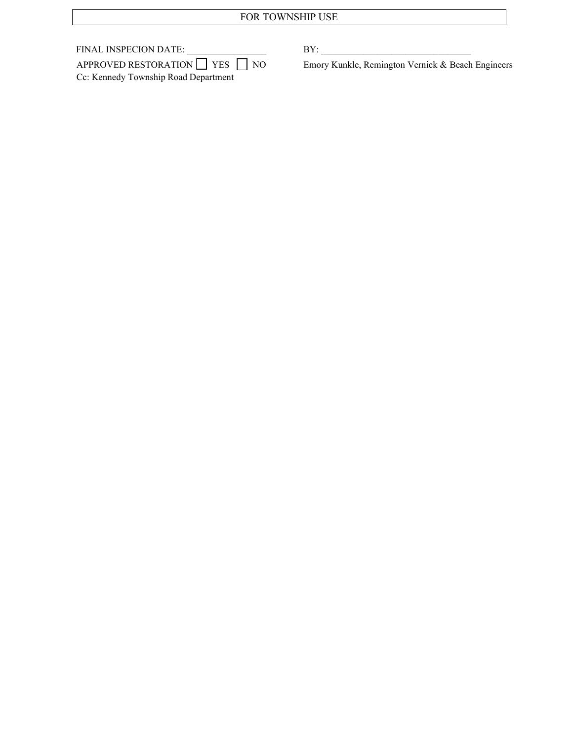FOR TOWNSHIP USE

FINAL INSPECION DATE: _________________

BY: ________________________________

APPROVED RESTORATION ☐ YES ☐ NO

Emory Kunkle, Remington Vernick & Beach Engineers

Cc: Kennedy Township Road Department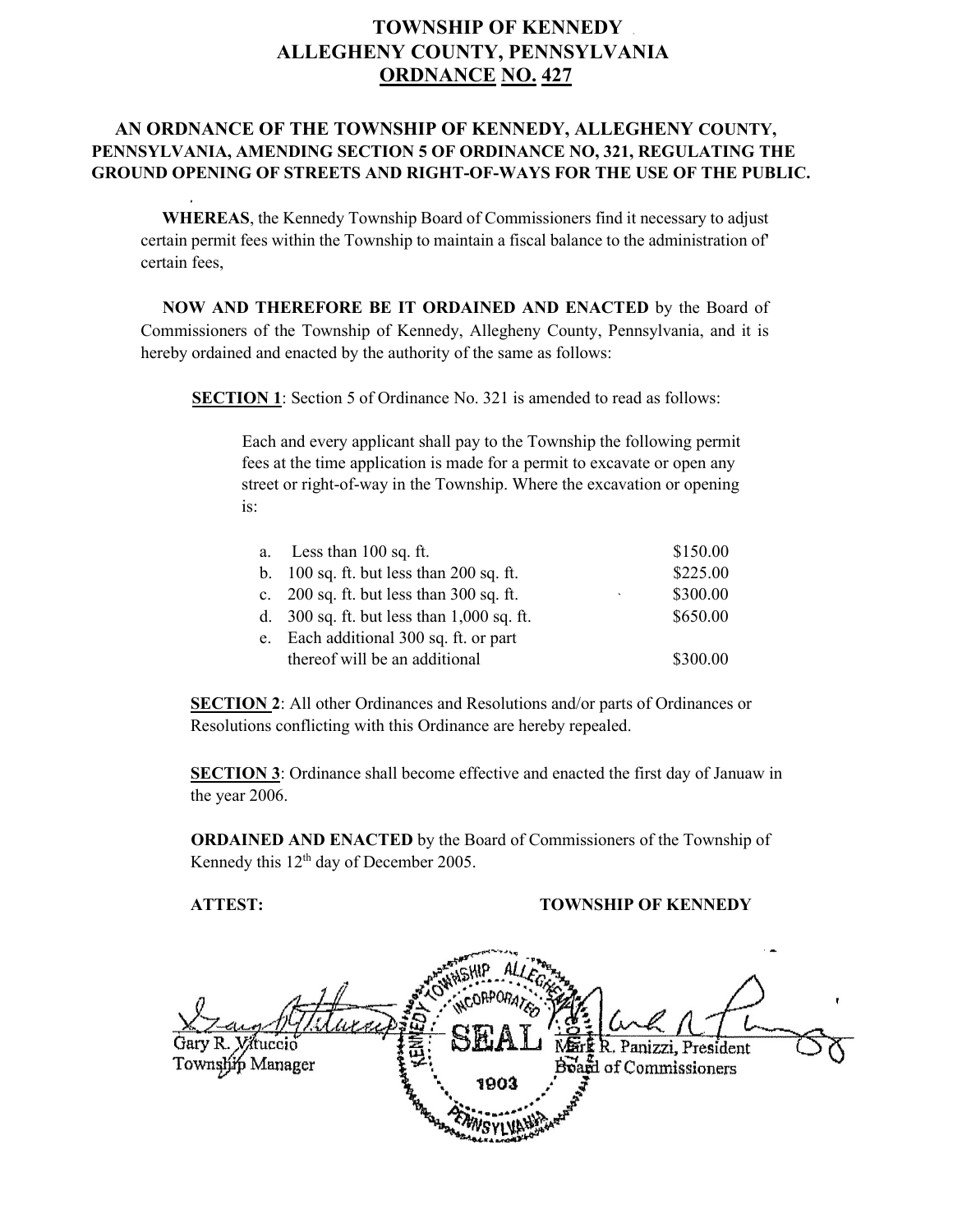# TOWNSHIP OF KENNEDY
# ALLEGHENY COUNTY, PENNSYLVANIA
# ORDNANCE NO. 427

**AN ORDNANCE OF THE TOWNSHIP OF KENNEDY, ALLEGHENY COUNTY, PENNSYLVANIA, AMENDING SECTION 5 OF ORDINANCE NO, 321, REGULATING THE GROUND OPENING OF STREETS AND RIGHT-OF-WAYS FOR THE USE OF THE PUBLIC.**

**WHEREAS**, the Kennedy Township Board of Commissioners find it necessary to adjust certain permit fees within the Township to maintain a fiscal balance to the administration of' certain fees,

**NOW AND THEREFORE BE IT ORDAINED AND ENACTED** by the Board of Commissioners of the Township of Kennedy, Allegheny County, Pennsylvania, and it is hereby ordained and enacted by the authority of the same as follows:

**SECTION 1**: Section 5 of Ordinance No. 321 is amended to read as follows:

Each and every applicant shall pay to the Township the following permit fees at the time application is made for a permit to excavate or open any street or right-of-way in the Township. Where the excavation or opening is:

| | | |
|---|---|---|
| a. | Less than 100 sq. ft. | $150.00 |
| b. | 100 sq. ft. but less than 200 sq. ft. | $225.00 |
| c. | 200 sq. ft. but less than 300 sq. ft. | $300.00 |
| d. | 300 sq. ft. but less than 1,000 sq. ft. | $650.00 |
| e. | Each additional 300 sq. ft. or part thereof will be an additional | $300.00 |

**SECTION 2**: All other Ordinances and Resolutions and/or parts of Ordinances or Resolutions conflicting with this Ordinance are hereby repealed.

**SECTION 3**: Ordinance shall become effective and enacted the first day of Januaw in the year 2006.

**ORDAINED AND ENACTED** by the Board of Commissioners of the Township of Kennedy this 12th day of December 2005.

**ATTEST:** **TOWNSHIP OF KENNEDY**

Gary R. Vituccio
Township Manager

Mark R. Panizzi, President
Board of Commissioners

KENNEDY TOWNSHIP ALLEGHENY INCORPORATED SEAL 1903 PENNSYLVANIA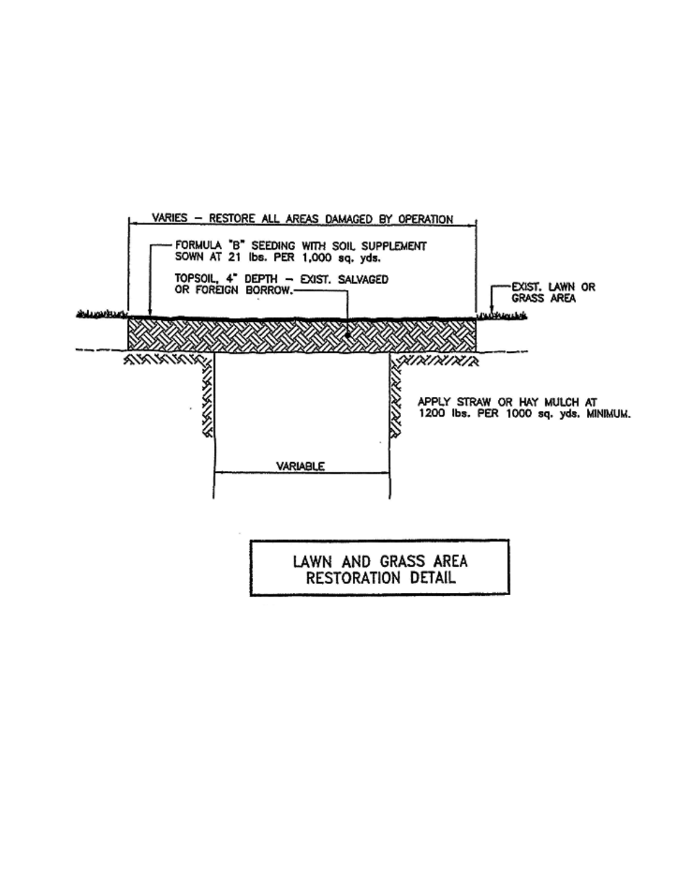VARIES – RESTORE ALL AREAS DAMAGED BY OPERATION

FORMULA "B" SEEDING WITH SOIL SUPPLEMENT SOWN AT 21 lbs. PER 1,000 sq. yds.

TOPSOIL, 4" DEPTH – EXIST. SALVAGED OR FOREIGN BORROW.

EXIST. LAWN OR GRASS AREA

APPLY STRAW OR HAY MULCH AT 1200 lbs. PER 1000 sq. yds. MINIMUM.

VARIABLE

**LAWN AND GRASS AREA RESTORATION DETAIL**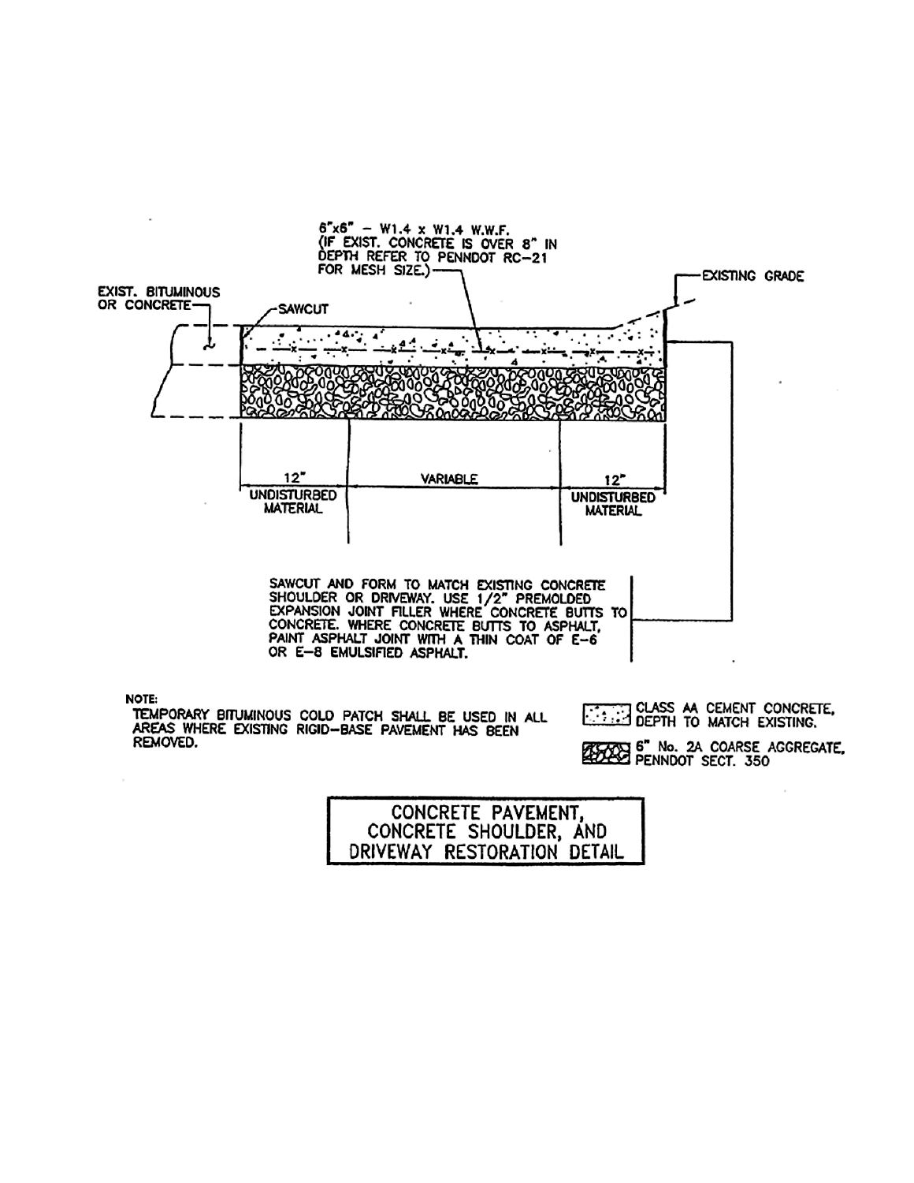6"x6" - W1.4 x W1.4 W.W.F.
(IF EXIST. CONCRETE IS OVER 8" IN DEPTH REFER TO PENNDOT RC-21 FOR MESH SIZE.)

EXIST. BITUMINOUS OR CONCRETE

SAWCUT

EXISTING GRADE

12" UNDISTURBED MATERIAL

VARIABLE

12" UNDISTURBED MATERIAL

SAWCUT AND FORM TO MATCH EXISTING CONCRETE SHOULDER OR DRIVEWAY. USE 1/2" PREMOLDED EXPANSION JOINT FILLER WHERE CONCRETE BUTTS TO CONCRETE. WHERE CONCRETE BUTTS TO ASPHALT, PAINT ASPHALT JOINT WITH A THIN COAT OF E-6 OR E-8 EMULSIFIED ASPHALT.

NOTE:
TEMPORARY BITUMINOUS COLD PATCH SHALL BE USED IN ALL AREAS WHERE EXISTING RIGID-BASE PAVEMENT HAS BEEN REMOVED.

CLASS AA CEMENT CONCRETE, DEPTH TO MATCH EXISTING.

6" No. 2A COARSE AGGREGATE, PENNDOT SECT. 350

# CONCRETE PAVEMENT, CONCRETE SHOULDER, AND DRIVEWAY RESTORATION DETAIL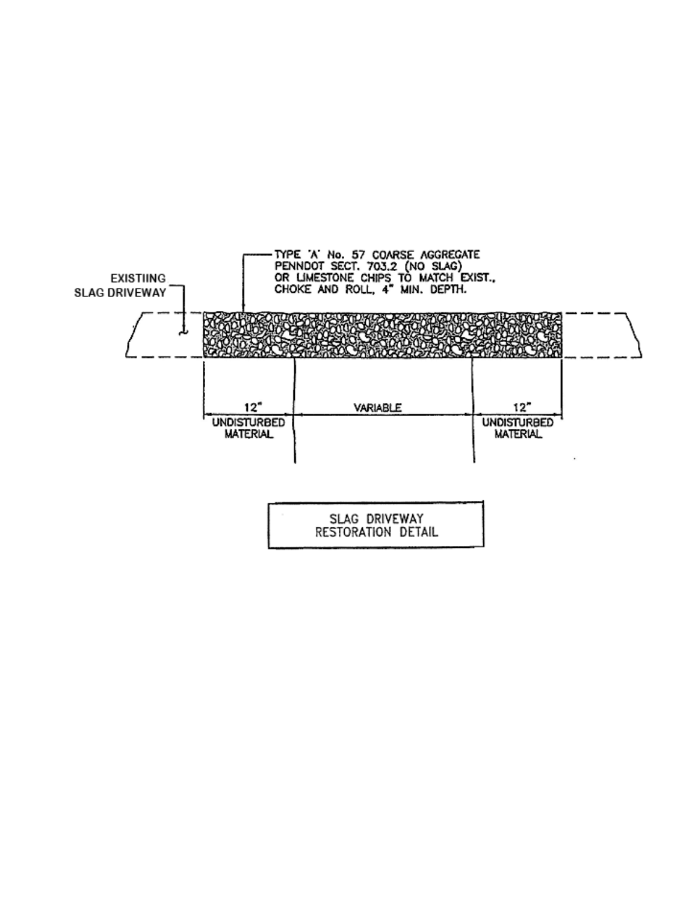TYPE 'A' No. 57 COARSE AGGREGATE
PENNDOT SECT. 703.2 (NO SLAG)
OR LIMESTONE CHIPS TO MATCH EXIST.,
CHOKE AND ROLL, 4" MIN. DEPTH.

EXISTIING
SLAG DRIVEWAY

12"
UNDISTURBED
MATERIAL

VARIABLE

12"
UNDISTURBED
MATERIAL

SLAG DRIVEWAY
RESTORATION DETAIL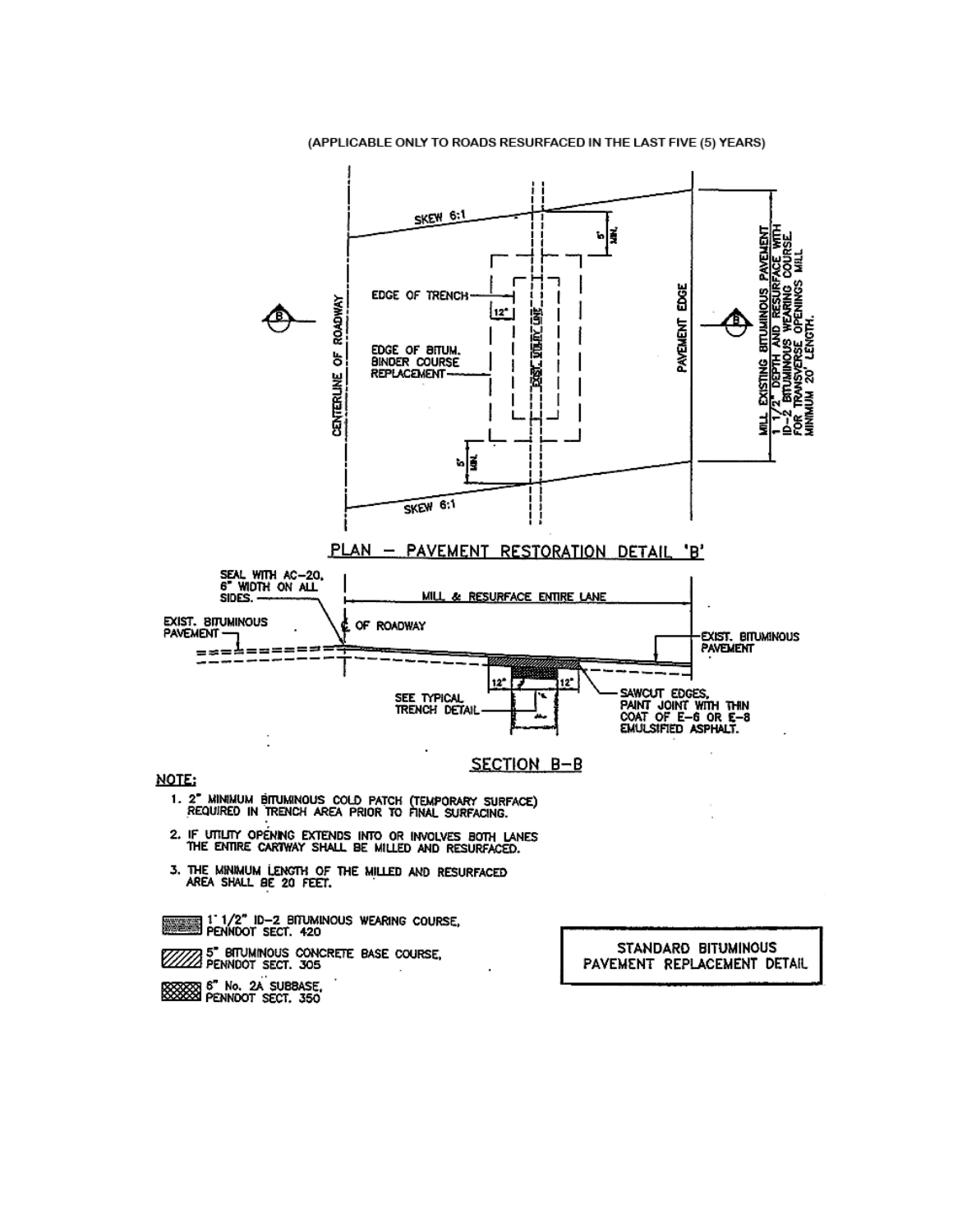(APPLICABLE ONLY TO ROADS RESURFACED IN THE LAST FIVE (5) YEARS)

SKEW 6:1

5' MIN.

EDGE OF TRENCH

12"

EXIST. UTILITY LINE

EDGE OF BITUM. BINDER COURSE REPLACEMENT

CENTERLINE OF ROADWAY

PAVEMENT EDGE

MILL EXISTING BITUMINOUS PAVEMENT 1 1/2" DEPTH AND RESURFACE WITH ID-2 BITUMINOUS WEARING COURSE. FOR TRANSVERSE OPENINGS MILL MINIMUM 20' LENGTH.

5' MIN.

SKEW 6:1

PLAN – PAVEMENT RESTORATION DETAIL 'B'

SEAL WITH AC-20, 6" WIDTH ON ALL SIDES.

MILL & RESURFACE ENTIRE LANE

EXIST. BITUMINOUS PAVEMENT

℄ OF ROADWAY

EXIST. BITUMINOUS PAVEMENT

12"

12"

SEE TYPICAL TRENCH DETAIL

SAWCUT EDGES, PAINT JOINT WITH THIN COAT OF E-6 OR E-8 EMULSIFIED ASPHALT.

SECTION B–B

NOTE:

1. 2" MINIMUM BITUMINOUS COLD PATCH (TEMPORARY SURFACE) REQUIRED IN TRENCH AREA PRIOR TO FINAL SURFACING.
2. IF UTILITY OPENING EXTENDS INTO OR INVOLVES BOTH LANES THE ENTIRE CARTWAY SHALL BE MILLED AND RESURFACED.
3. THE MINIMUM LENGTH OF THE MILLED AND RESURFACED AREA SHALL BE 20 FEET.

1 1/2" ID-2 BITUMINOUS WEARING COURSE, PENNDOT SECT. 420

5" BITUMINOUS CONCRETE BASE COURSE, PENNDOT SECT. 305

6" No. 2A SUBBASE, PENNDOT SECT. 350

STANDARD BITUMINOUS PAVEMENT REPLACEMENT DETAIL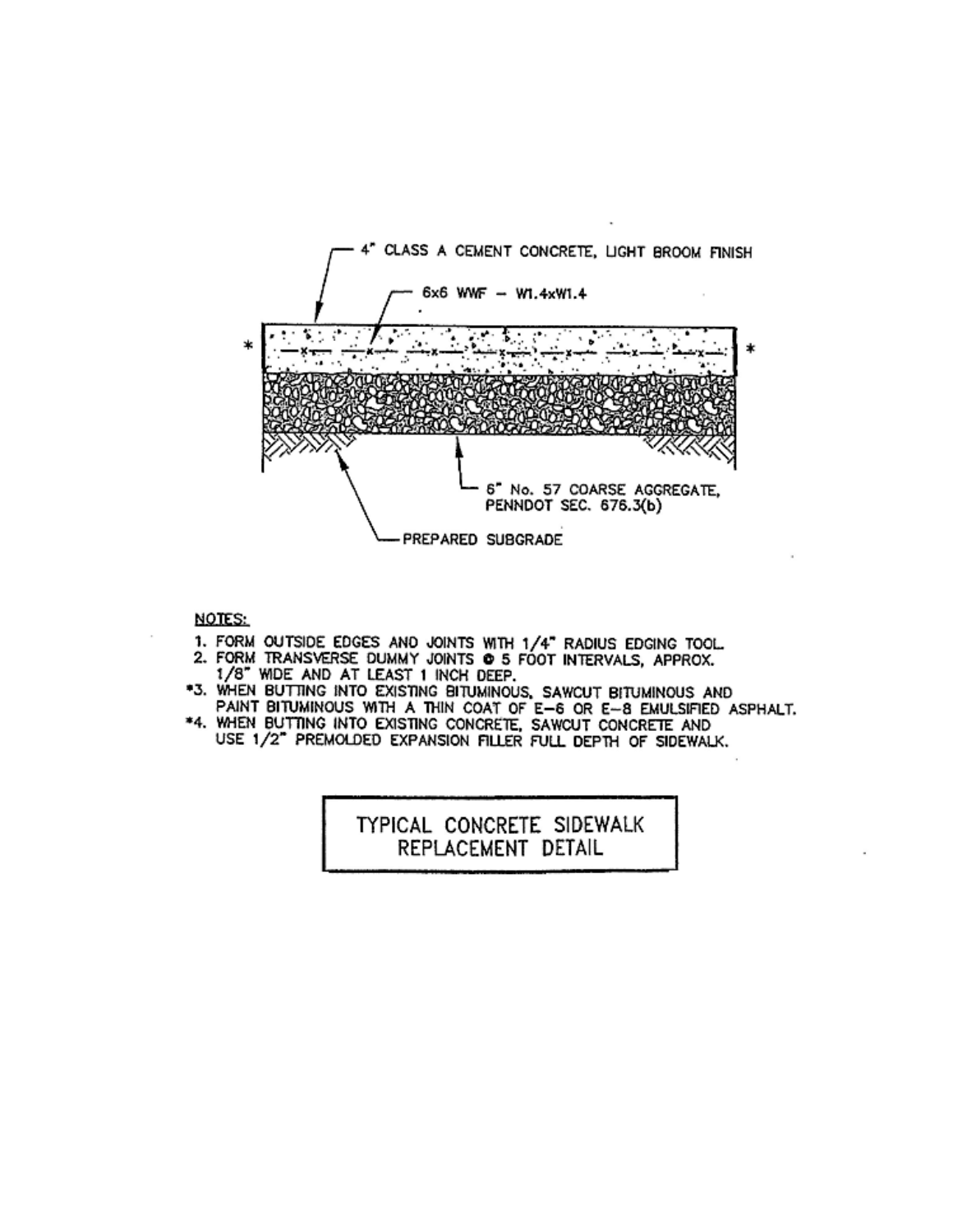4" CLASS A CEMENT CONCRETE, LIGHT BROOM FINISH

6x6 WWF – W1.4xW1.4

6" No. 57 COARSE AGGREGATE, PENNDOT SEC. 676.3(b)

PREPARED SUBGRADE

NOTES:

1. FORM OUTSIDE EDGES AND JOINTS WITH 1/4" RADIUS EDGING TOOL.
2. FORM TRANSVERSE DUMMY JOINTS @ 5 FOOT INTERVALS, APPROX. 1/8" WIDE AND AT LEAST 1 INCH DEEP.

*3. WHEN BUTTING INTO EXISTING BITUMINOUS, SAWCUT BITUMINOUS AND PAINT BITUMINOUS WITH A THIN COAT OF E–6 OR E–8 EMULSIFIED ASPHALT.

*4. WHEN BUTTING INTO EXISTING CONCRETE, SAWCUT CONCRETE AND USE 1/2" PREMOLDED EXPANSION FILLER FULL DEPTH OF SIDEWALK.

**TYPICAL CONCRETE SIDEWALK REPLACEMENT DETAIL**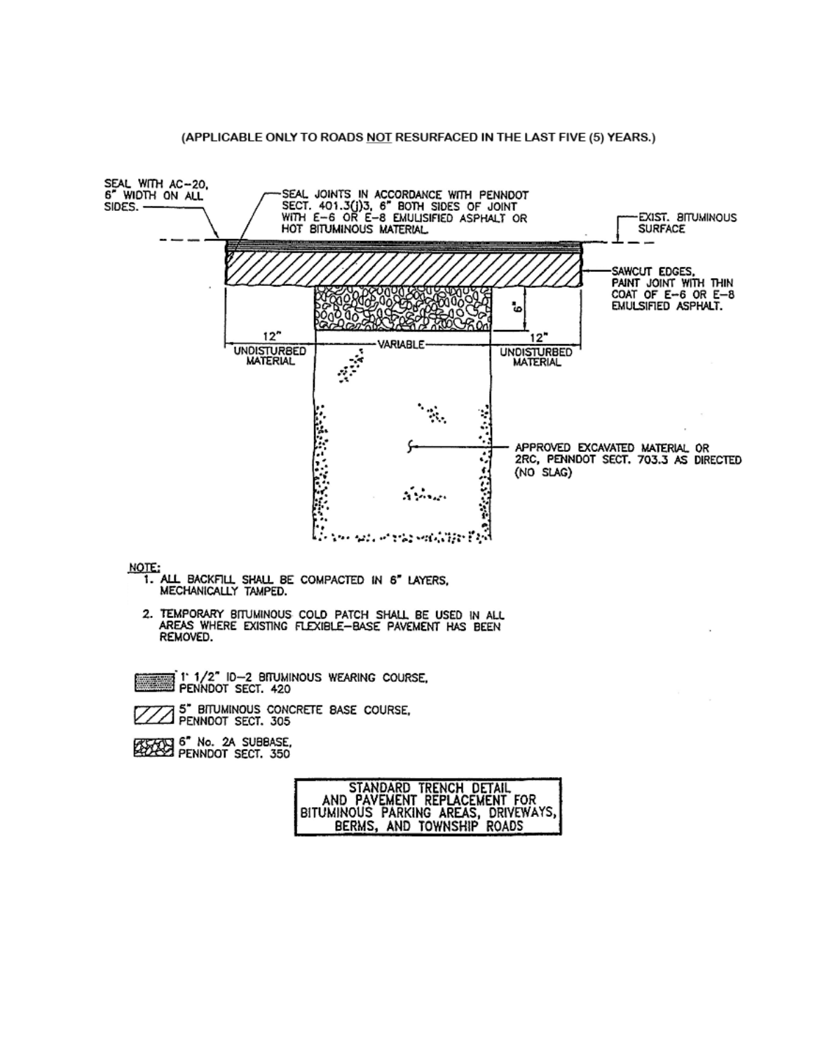(APPLICABLE ONLY TO ROADS NOT RESURFACED IN THE LAST FIVE (5) YEARS.)

SEAL WITH AC-20, 6" WIDTH ON ALL SIDES.

SEAL JOINTS IN ACCORDANCE WITH PENNDOT SECT. 401.3(j)3, 6" BOTH SIDES OF JOINT WITH E-6 OR E-8 EMULSIFIED ASPHALT OR HOT BITUMINOUS MATERIAL.

EXIST. BITUMINOUS SURFACE

SAWCUT EDGES, PAINT JOINT WITH THIN COAT OF E-6 OR E-8 EMULSIFIED ASPHALT.

6"

12"

UNDISTURBED MATERIAL

VARIABLE

12"

UNDISTURBED MATERIAL

APPROVED EXCAVATED MATERIAL OR 2RC, PENNDOT SECT. 703.3 AS DIRECTED (NO SLAG)

NOTE:

1. ALL BACKFILL SHALL BE COMPACTED IN 6" LAYERS, MECHANICALLY TAMPED.
2. TEMPORARY BITUMINOUS COLD PATCH SHALL BE USED IN ALL AREAS WHERE EXISTING FLEXIBLE-BASE PAVEMENT HAS BEEN REMOVED.

1 1/2" ID-2 BITUMINOUS WEARING COURSE, PENNDOT SECT. 420

5" BITUMINOUS CONCRETE BASE COURSE, PENNDOT SECT. 305

6" No. 2A SUBBASE, PENNDOT SECT. 350

STANDARD TRENCH DETAIL AND PAVEMENT REPLACEMENT FOR BITUMINOUS PARKING AREAS, DRIVEWAYS, BERMS, AND TOWNSHIP ROADS